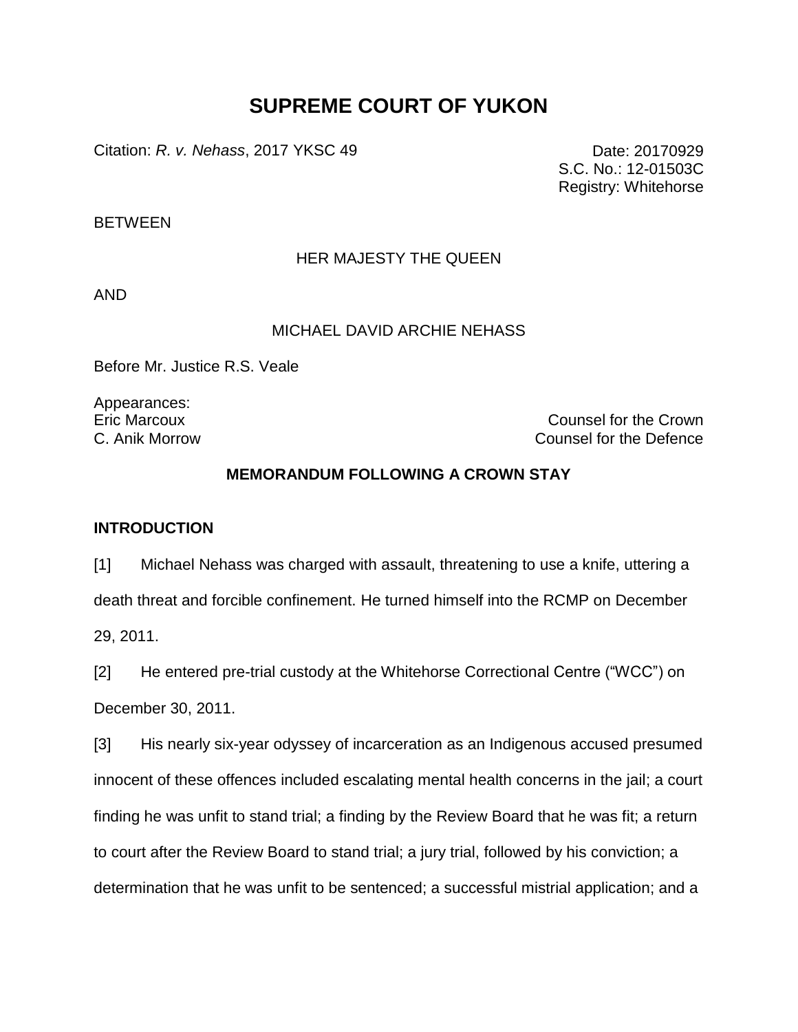# SUPREME COURT OF YUKON

Citation: *R. v. Nehass*, 2017 YKSC 49

Date: 20170929
S.C. No.: 12-01503C
Registry: Whitehorse

BETWEEN

HER MAJESTY THE QUEEN

AND

MICHAEL DAVID ARCHIE NEHASS

Before Mr. Justice R.S. Veale

Appearances:

Eric Marcoux — Counsel for the Crown
C. Anik Morrow — Counsel for the Defence

## MEMORANDUM FOLLOWING A CROWN STAY

### INTRODUCTION

[1] Michael Nehass was charged with assault, threatening to use a knife, uttering a death threat and forcible confinement. He turned himself into the RCMP on December 29, 2011.

[2] He entered pre-trial custody at the Whitehorse Correctional Centre ("WCC") on December 30, 2011.

[3] His nearly six-year odyssey of incarceration as an Indigenous accused presumed innocent of these offences included escalating mental health concerns in the jail; a court finding he was unfit to stand trial; a finding by the Review Board that he was fit; a return to court after the Review Board to stand trial; a jury trial, followed by his conviction; a determination that he was unfit to be sentenced; a successful mistrial application; and a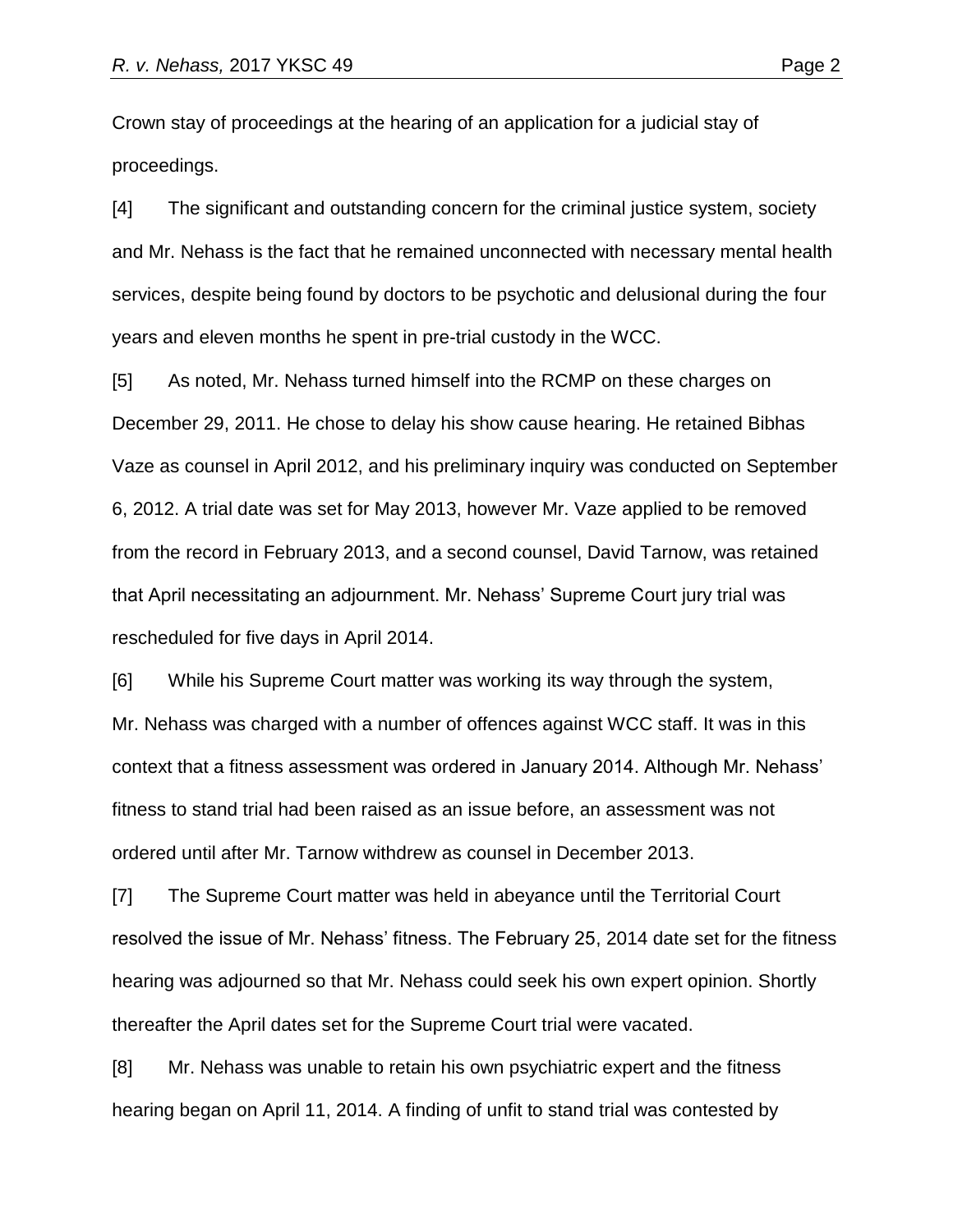Crown stay of proceedings at the hearing of an application for a judicial stay of proceedings.

[4] The significant and outstanding concern for the criminal justice system, society and Mr. Nehass is the fact that he remained unconnected with necessary mental health services, despite being found by doctors to be psychotic and delusional during the four years and eleven months he spent in pre-trial custody in the WCC.

[5] As noted, Mr. Nehass turned himself into the RCMP on these charges on December 29, 2011. He chose to delay his show cause hearing. He retained Bibhas Vaze as counsel in April 2012, and his preliminary inquiry was conducted on September 6, 2012. A trial date was set for May 2013, however Mr. Vaze applied to be removed from the record in February 2013, and a second counsel, David Tarnow, was retained that April necessitating an adjournment. Mr. Nehass' Supreme Court jury trial was rescheduled for five days in April 2014.

[6] While his Supreme Court matter was working its way through the system, Mr. Nehass was charged with a number of offences against WCC staff. It was in this context that a fitness assessment was ordered in January 2014. Although Mr. Nehass' fitness to stand trial had been raised as an issue before, an assessment was not ordered until after Mr. Tarnow withdrew as counsel in December 2013.

[7] The Supreme Court matter was held in abeyance until the Territorial Court resolved the issue of Mr. Nehass' fitness. The February 25, 2014 date set for the fitness hearing was adjourned so that Mr. Nehass could seek his own expert opinion. Shortly thereafter the April dates set for the Supreme Court trial were vacated.

[8] Mr. Nehass was unable to retain his own psychiatric expert and the fitness hearing began on April 11, 2014. A finding of unfit to stand trial was contested by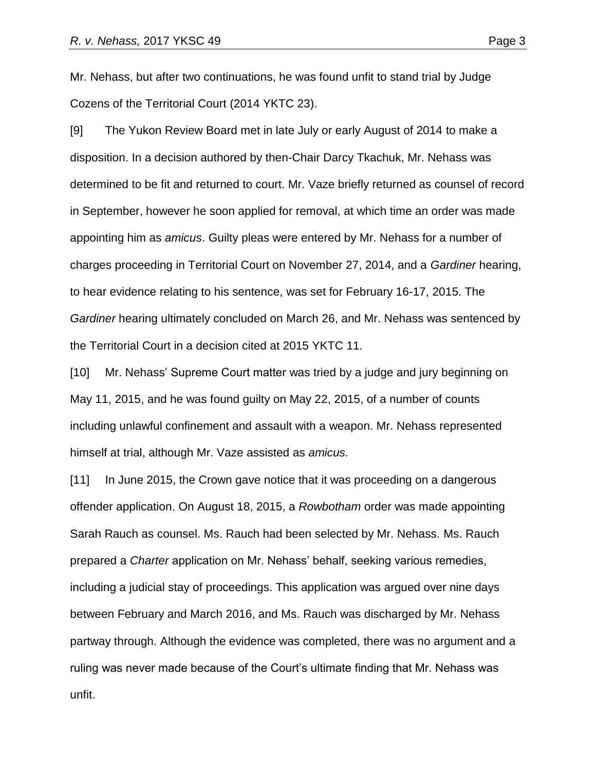Mr. Nehass, but after two continuations, he was found unfit to stand trial by Judge Cozens of the Territorial Court (2014 YKTC 23).

[9] The Yukon Review Board met in late July or early August of 2014 to make a disposition. In a decision authored by then-Chair Darcy Tkachuk, Mr. Nehass was determined to be fit and returned to court. Mr. Vaze briefly returned as counsel of record in September, however he soon applied for removal, at which time an order was made appointing him as *amicus*. Guilty pleas were entered by Mr. Nehass for a number of charges proceeding in Territorial Court on November 27, 2014, and a *Gardiner* hearing, to hear evidence relating to his sentence, was set for February 16-17, 2015. The *Gardiner* hearing ultimately concluded on March 26, and Mr. Nehass was sentenced by the Territorial Court in a decision cited at 2015 YKTC 11.

[10] Mr. Nehass' Supreme Court matter was tried by a judge and jury beginning on May 11, 2015, and he was found guilty on May 22, 2015, of a number of counts including unlawful confinement and assault with a weapon. Mr. Nehass represented himself at trial, although Mr. Vaze assisted as *amicus.*

[11] In June 2015, the Crown gave notice that it was proceeding on a dangerous offender application. On August 18, 2015, a *Rowbotham* order was made appointing Sarah Rauch as counsel. Ms. Rauch had been selected by Mr. Nehass. Ms. Rauch prepared a *Charter* application on Mr. Nehass' behalf, seeking various remedies, including a judicial stay of proceedings. This application was argued over nine days between February and March 2016, and Ms. Rauch was discharged by Mr. Nehass partway through. Although the evidence was completed, there was no argument and a ruling was never made because of the Court's ultimate finding that Mr. Nehass was unfit.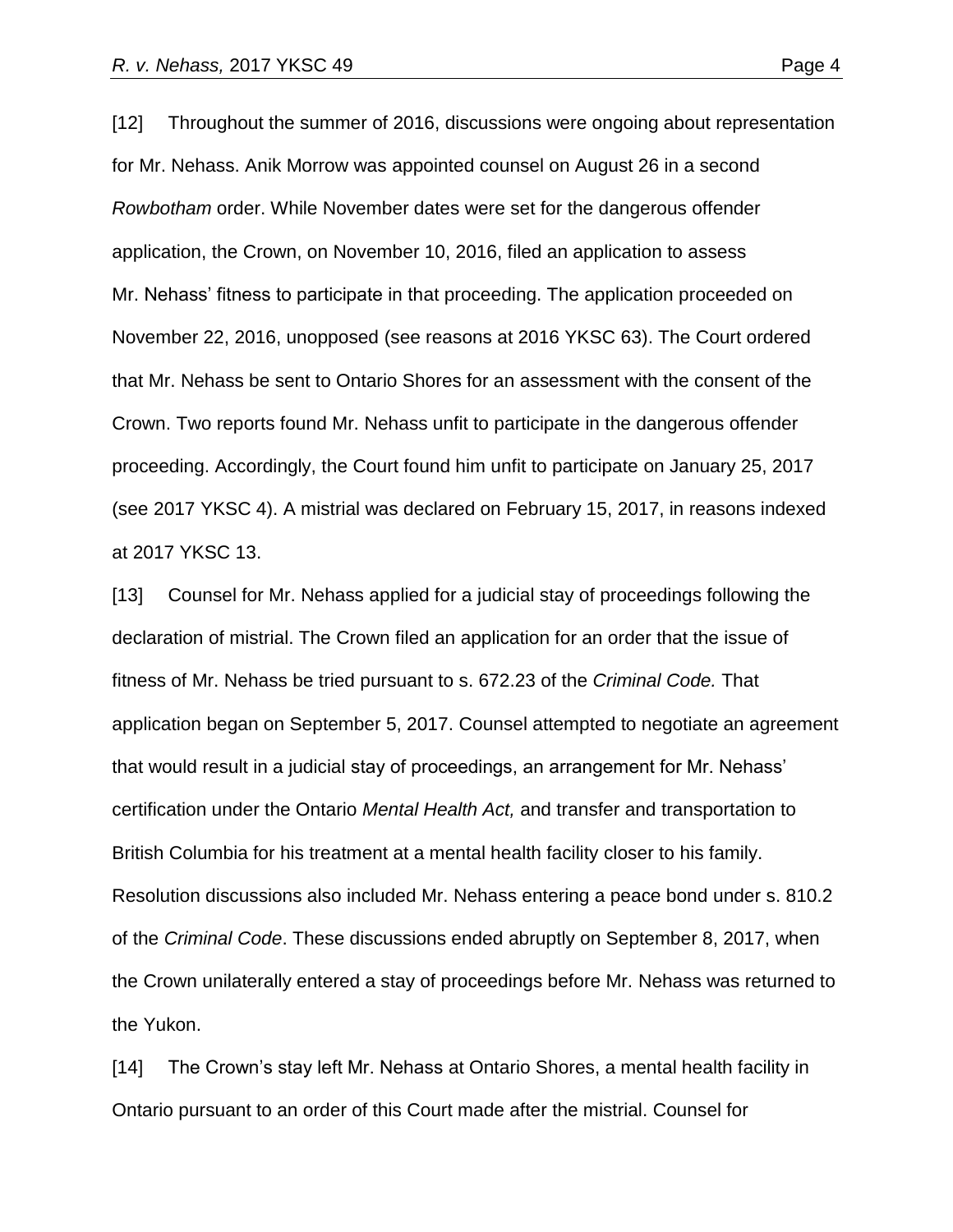[12] Throughout the summer of 2016, discussions were ongoing about representation for Mr. Nehass. Anik Morrow was appointed counsel on August 26 in a second *Rowbotham* order. While November dates were set for the dangerous offender application, the Crown, on November 10, 2016, filed an application to assess Mr. Nehass' fitness to participate in that proceeding. The application proceeded on November 22, 2016, unopposed (see reasons at 2016 YKSC 63). The Court ordered that Mr. Nehass be sent to Ontario Shores for an assessment with the consent of the Crown. Two reports found Mr. Nehass unfit to participate in the dangerous offender proceeding. Accordingly, the Court found him unfit to participate on January 25, 2017 (see 2017 YKSC 4). A mistrial was declared on February 15, 2017, in reasons indexed at 2017 YKSC 13.

[13] Counsel for Mr. Nehass applied for a judicial stay of proceedings following the declaration of mistrial. The Crown filed an application for an order that the issue of fitness of Mr. Nehass be tried pursuant to s. 672.23 of the *Criminal Code.* That application began on September 5, 2017. Counsel attempted to negotiate an agreement that would result in a judicial stay of proceedings, an arrangement for Mr. Nehass' certification under the Ontario *Mental Health Act,* and transfer and transportation to British Columbia for his treatment at a mental health facility closer to his family. Resolution discussions also included Mr. Nehass entering a peace bond under s. 810.2 of the *Criminal Code*. These discussions ended abruptly on September 8, 2017, when the Crown unilaterally entered a stay of proceedings before Mr. Nehass was returned to the Yukon.

[14] The Crown's stay left Mr. Nehass at Ontario Shores, a mental health facility in Ontario pursuant to an order of this Court made after the mistrial. Counsel for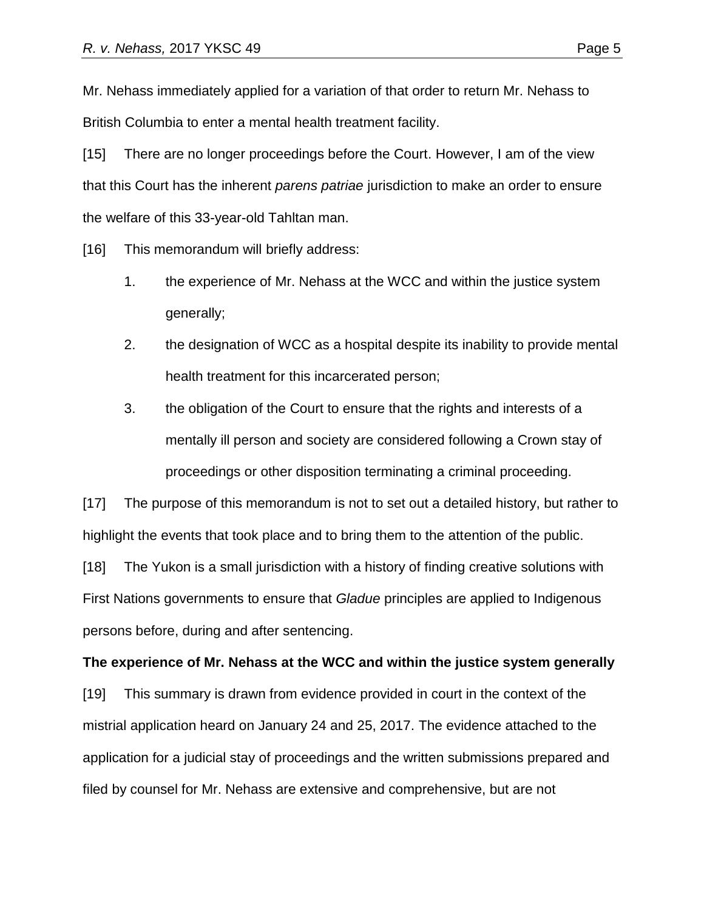Mr. Nehass immediately applied for a variation of that order to return Mr. Nehass to British Columbia to enter a mental health treatment facility.

[15] There are no longer proceedings before the Court. However, I am of the view that this Court has the inherent *parens patriae* jurisdiction to make an order to ensure the welfare of this 33-year-old Tahltan man.

[16] This memorandum will briefly address:

1. the experience of Mr. Nehass at the WCC and within the justice system generally;
2. the designation of WCC as a hospital despite its inability to provide mental health treatment for this incarcerated person;
3. the obligation of the Court to ensure that the rights and interests of a mentally ill person and society are considered following a Crown stay of proceedings or other disposition terminating a criminal proceeding.

[17] The purpose of this memorandum is not to set out a detailed history, but rather to highlight the events that took place and to bring them to the attention of the public.

[18] The Yukon is a small jurisdiction with a history of finding creative solutions with First Nations governments to ensure that *Gladue* principles are applied to Indigenous persons before, during and after sentencing.

**The experience of Mr. Nehass at the WCC and within the justice system generally**

[19] This summary is drawn from evidence provided in court in the context of the mistrial application heard on January 24 and 25, 2017. The evidence attached to the application for a judicial stay of proceedings and the written submissions prepared and filed by counsel for Mr. Nehass are extensive and comprehensive, but are not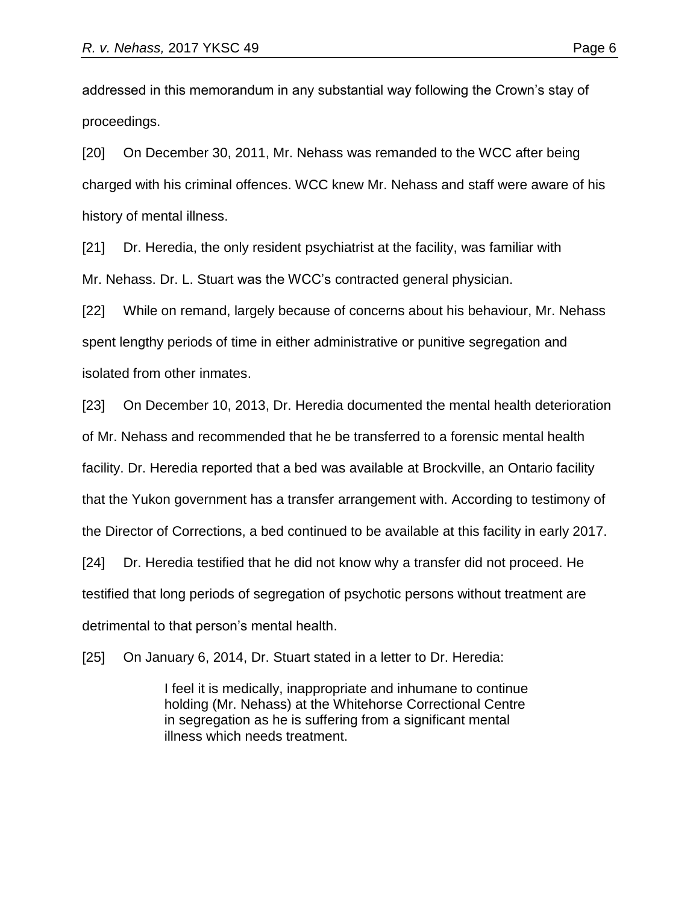addressed in this memorandum in any substantial way following the Crown's stay of proceedings.

[20] On December 30, 2011, Mr. Nehass was remanded to the WCC after being charged with his criminal offences. WCC knew Mr. Nehass and staff were aware of his history of mental illness.

[21] Dr. Heredia, the only resident psychiatrist at the facility, was familiar with Mr. Nehass. Dr. L. Stuart was the WCC's contracted general physician.

[22] While on remand, largely because of concerns about his behaviour, Mr. Nehass spent lengthy periods of time in either administrative or punitive segregation and isolated from other inmates.

[23] On December 10, 2013, Dr. Heredia documented the mental health deterioration of Mr. Nehass and recommended that he be transferred to a forensic mental health facility. Dr. Heredia reported that a bed was available at Brockville, an Ontario facility that the Yukon government has a transfer arrangement with. According to testimony of the Director of Corrections, a bed continued to be available at this facility in early 2017.

[24] Dr. Heredia testified that he did not know why a transfer did not proceed. He testified that long periods of segregation of psychotic persons without treatment are detrimental to that person's mental health.

[25] On January 6, 2014, Dr. Stuart stated in a letter to Dr. Heredia:

> I feel it is medically, inappropriate and inhumane to continue holding (Mr. Nehass) at the Whitehorse Correctional Centre in segregation as he is suffering from a significant mental illness which needs treatment.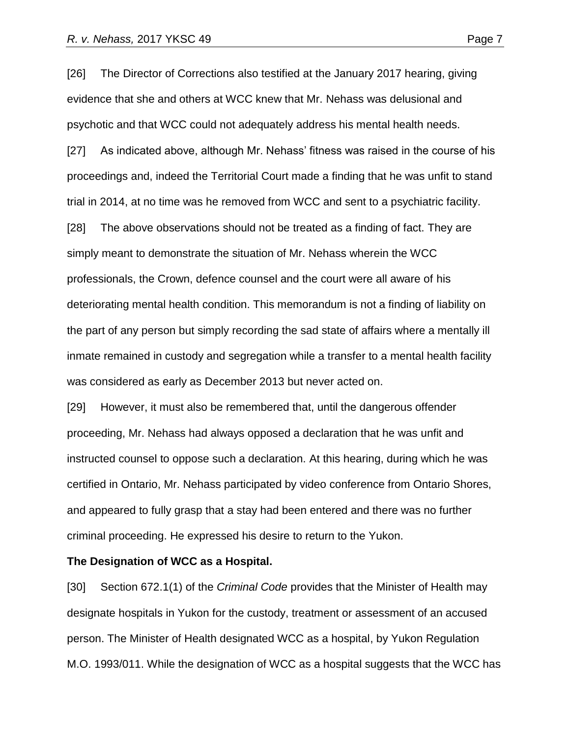[26] The Director of Corrections also testified at the January 2017 hearing, giving evidence that she and others at WCC knew that Mr. Nehass was delusional and psychotic and that WCC could not adequately address his mental health needs.

[27] As indicated above, although Mr. Nehass' fitness was raised in the course of his proceedings and, indeed the Territorial Court made a finding that he was unfit to stand trial in 2014, at no time was he removed from WCC and sent to a psychiatric facility.

[28] The above observations should not be treated as a finding of fact. They are simply meant to demonstrate the situation of Mr. Nehass wherein the WCC professionals, the Crown, defence counsel and the court were all aware of his deteriorating mental health condition. This memorandum is not a finding of liability on the part of any person but simply recording the sad state of affairs where a mentally ill inmate remained in custody and segregation while a transfer to a mental health facility was considered as early as December 2013 but never acted on.

[29] However, it must also be remembered that, until the dangerous offender proceeding, Mr. Nehass had always opposed a declaration that he was unfit and instructed counsel to oppose such a declaration. At this hearing, during which he was certified in Ontario, Mr. Nehass participated by video conference from Ontario Shores, and appeared to fully grasp that a stay had been entered and there was no further criminal proceeding. He expressed his desire to return to the Yukon.

**The Designation of WCC as a Hospital.**

[30] Section 672.1(1) of the *Criminal Code* provides that the Minister of Health may designate hospitals in Yukon for the custody, treatment or assessment of an accused person. The Minister of Health designated WCC as a hospital, by Yukon Regulation M.O. 1993/011. While the designation of WCC as a hospital suggests that the WCC has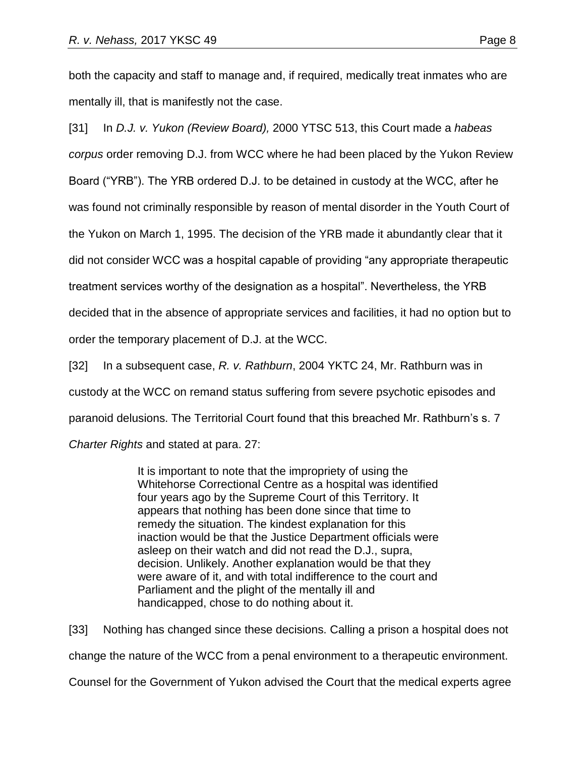both the capacity and staff to manage and, if required, medically treat inmates who are mentally ill, that is manifestly not the case.

[31] In *D.J. v. Yukon (Review Board),* 2000 YTSC 513, this Court made a *habeas corpus* order removing D.J. from WCC where he had been placed by the Yukon Review Board ("YRB"). The YRB ordered D.J. to be detained in custody at the WCC, after he was found not criminally responsible by reason of mental disorder in the Youth Court of the Yukon on March 1, 1995. The decision of the YRB made it abundantly clear that it did not consider WCC was a hospital capable of providing "any appropriate therapeutic treatment services worthy of the designation as a hospital". Nevertheless, the YRB decided that in the absence of appropriate services and facilities, it had no option but to order the temporary placement of D.J. at the WCC.

[32] In a subsequent case, *R. v. Rathburn*, 2004 YKTC 24, Mr. Rathburn was in custody at the WCC on remand status suffering from severe psychotic episodes and paranoid delusions. The Territorial Court found that this breached Mr. Rathburn's s. 7 *Charter Rights* and stated at para. 27:

> It is important to note that the impropriety of using the Whitehorse Correctional Centre as a hospital was identified four years ago by the Supreme Court of this Territory. It appears that nothing has been done since that time to remedy the situation. The kindest explanation for this inaction would be that the Justice Department officials were asleep on their watch and did not read the D.J., supra, decision. Unlikely. Another explanation would be that they were aware of it, and with total indifference to the court and Parliament and the plight of the mentally ill and handicapped, chose to do nothing about it.

[33] Nothing has changed since these decisions. Calling a prison a hospital does not change the nature of the WCC from a penal environment to a therapeutic environment. Counsel for the Government of Yukon advised the Court that the medical experts agree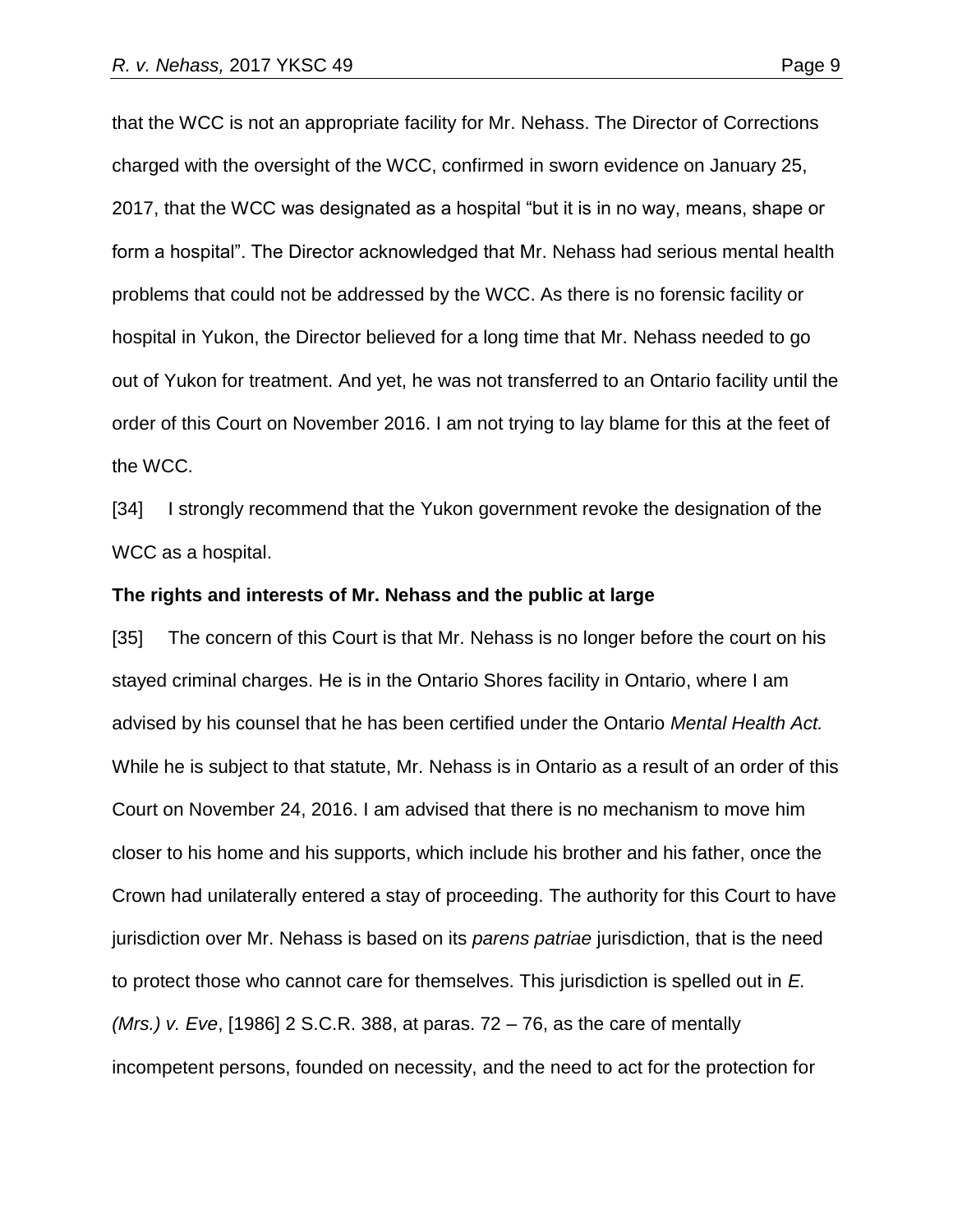that the WCC is not an appropriate facility for Mr. Nehass. The Director of Corrections charged with the oversight of the WCC, confirmed in sworn evidence on January 25, 2017, that the WCC was designated as a hospital "but it is in no way, means, shape or form a hospital". The Director acknowledged that Mr. Nehass had serious mental health problems that could not be addressed by the WCC. As there is no forensic facility or hospital in Yukon, the Director believed for a long time that Mr. Nehass needed to go out of Yukon for treatment. And yet, he was not transferred to an Ontario facility until the order of this Court on November 2016. I am not trying to lay blame for this at the feet of the WCC.

[34] I strongly recommend that the Yukon government revoke the designation of the WCC as a hospital.

**The rights and interests of Mr. Nehass and the public at large**

[35] The concern of this Court is that Mr. Nehass is no longer before the court on his stayed criminal charges. He is in the Ontario Shores facility in Ontario, where I am advised by his counsel that he has been certified under the Ontario *Mental Health Act.* While he is subject to that statute, Mr. Nehass is in Ontario as a result of an order of this Court on November 24, 2016. I am advised that there is no mechanism to move him closer to his home and his supports, which include his brother and his father, once the Crown had unilaterally entered a stay of proceeding. The authority for this Court to have jurisdiction over Mr. Nehass is based on its *parens patriae* jurisdiction, that is the need to protect those who cannot care for themselves. This jurisdiction is spelled out in *E. (Mrs.) v. Eve*, [1986] 2 S.C.R. 388, at paras. 72 – 76, as the care of mentally incompetent persons, founded on necessity, and the need to act for the protection for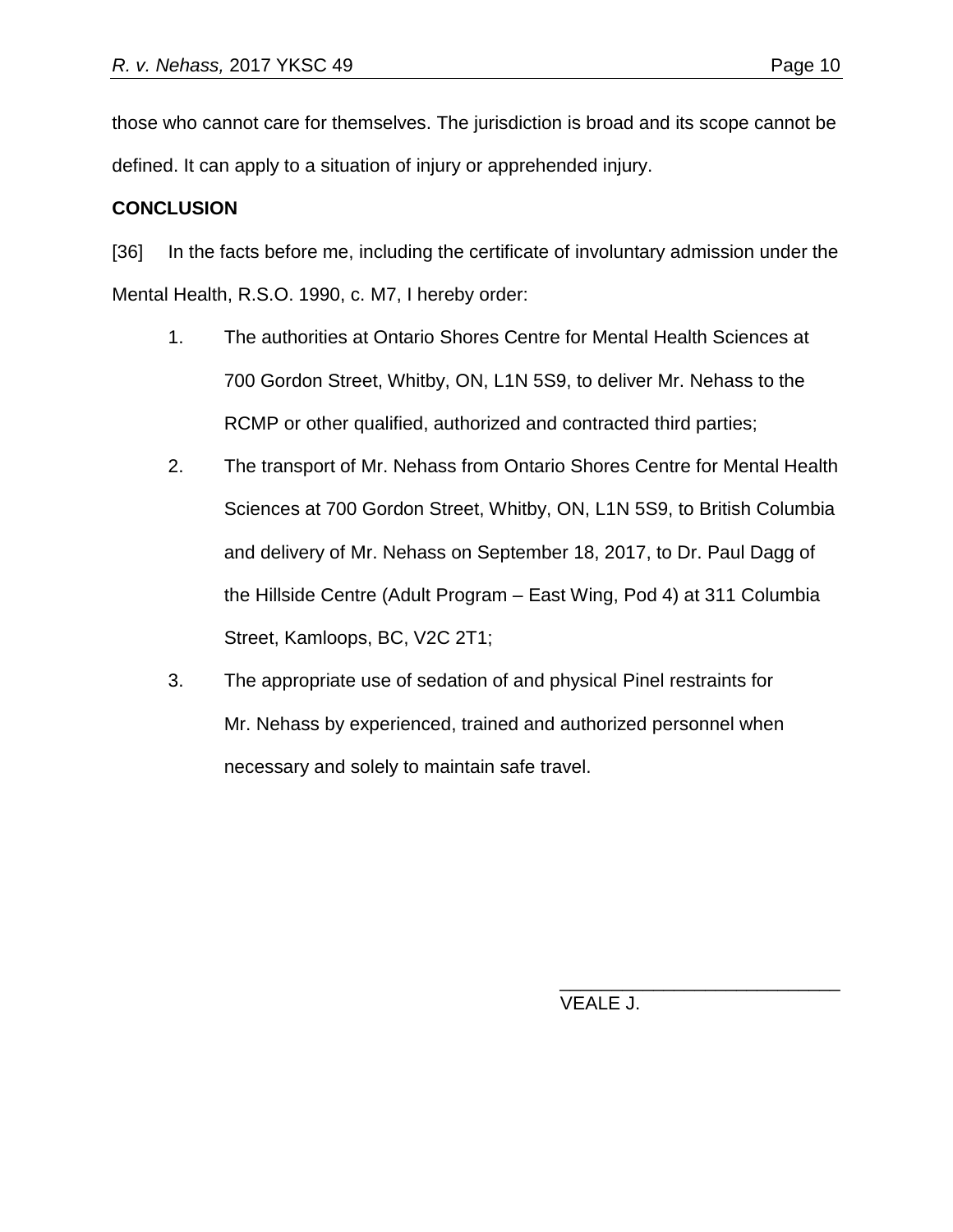those who cannot care for themselves. The jurisdiction is broad and its scope cannot be defined. It can apply to a situation of injury or apprehended injury.

**CONCLUSION**

[36] In the facts before me, including the certificate of involuntary admission under the Mental Health, R.S.O. 1990, c. M7, I hereby order:

1. The authorities at Ontario Shores Centre for Mental Health Sciences at 700 Gordon Street, Whitby, ON, L1N 5S9, to deliver Mr. Nehass to the RCMP or other qualified, authorized and contracted third parties;
2. The transport of Mr. Nehass from Ontario Shores Centre for Mental Health Sciences at 700 Gordon Street, Whitby, ON, L1N 5S9, to British Columbia and delivery of Mr. Nehass on September 18, 2017, to Dr. Paul Dagg of the Hillside Centre (Adult Program – East Wing, Pod 4) at 311 Columbia Street, Kamloops, BC, V2C 2T1;
3. The appropriate use of sedation of and physical Pinel restraints for Mr. Nehass by experienced, trained and authorized personnel when necessary and solely to maintain safe travel.

\_\_\_\_\_\_\_\_\_\_\_\_\_\_\_\_\_\_\_\_\_\_\_\_\_\_\_\_

VEALE J.